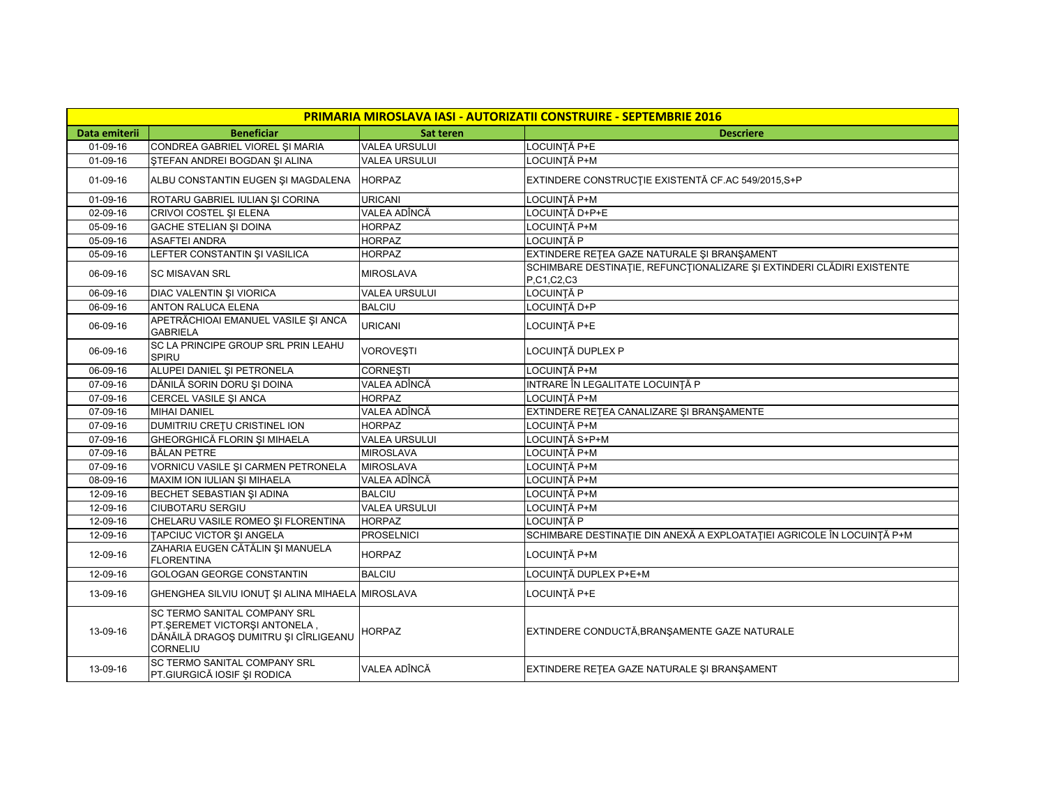| PRIMARIA MIROSLAVA IASI - AUTORIZATII CONSTRUIRE - SEPTEMBRIE 2016 | | | |
|---|---|---|---|
| **Data emiterii** | **Beneficiar** | **Sat teren** | **Descriere** |
| 01-09-16 | CONDREA GABRIEL VIOREL ŞI MARIA | VALEA URSULUI | LOCUINŢĂ P+E |
| 01-09-16 | ŞTEFAN ANDREI BOGDAN ŞI ALINA | VALEA URSULUI | LOCUINŢĂ P+M |
| 01-09-16 | ALBU CONSTANTIN EUGEN ŞI MAGDALENA | HORPAZ | EXTINDERE CONSTRUCŢIE EXISTENTĂ CF.AC 549/2015,S+P |
| 01-09-16 | ROTARU GABRIEL IULIAN ŞI CORINA | URICANI | LOCUINŢĂ P+M |
| 02-09-16 | CRIVOI COSTEL ŞI ELENA | VALEA ADÎNCĂ | LOCUINŢĂ D+P+E |
| 05-09-16 | GACHE STELIAN ŞI DOINA | HORPAZ | LOCUINŢĂ P+M |
| 05-09-16 | ASAFTEI ANDRA | HORPAZ | LOCUINŢĂ P |
| 05-09-16 | LEFTER CONSTANTIN ŞI VASILICA | HORPAZ | EXTINDERE REŢEA GAZE NATURALE ŞI BRANŞAMENT |
| 06-09-16 | SC MISAVAN SRL | MIROSLAVA | SCHIMBARE DESTINAŢIE, REFUNCŢIONALIZARE ŞI EXTINDERI CLĂDIRI EXISTENTE P,C1,C2,C3 |
| 06-09-16 | DIAC VALENTIN ŞI VIORICA | VALEA URSULUI | LOCUINŢĂ P |
| 06-09-16 | ANTON RALUCA ELENA | BALCIU | LOCUINŢĂ D+P |
| 06-09-16 | APETRĂCHIOAI EMANUEL VASILE ŞI ANCA GABRIELA | URICANI | LOCUINŢĂ P+E |
| 06-09-16 | SC LA PRINCIPE GROUP SRL PRIN LEAHU SPIRU | VOROVEŞTI | LOCUINŢĂ DUPLEX P |
| 06-09-16 | ALUPEI DANIEL ŞI PETRONELA | CORNEŞTI | LOCUINŢĂ P+M |
| 07-09-16 | DĂNILĂ SORIN DORU ŞI DOINA | VALEA ADÎNCĂ | INTRARE ÎN LEGALITATE LOCUINŢĂ P |
| 07-09-16 | CERCEL VASILE ŞI ANCA | HORPAZ | LOCUINŢĂ P+M |
| 07-09-16 | MIHAI DANIEL | VALEA ADÎNCĂ | EXTINDERE REŢEA CANALIZARE ŞI BRANŞAMENTE |
| 07-09-16 | DUMITRIU CREŢU CRISTINEL ION | HORPAZ | LOCUINŢĂ P+M |
| 07-09-16 | GHEORGHICĂ FLORIN ŞI MIHAELA | VALEA URSULUI | LOCUINŢĂ S+P+M |
| 07-09-16 | BĂLAN PETRE | MIROSLAVA | LOCUINŢĂ P+M |
| 07-09-16 | VORNICU VASILE ŞI CARMEN PETRONELA | MIROSLAVA | LOCUINŢĂ P+M |
| 08-09-16 | MAXIM ION IULIAN ŞI MIHAELA | VALEA ADÎNCĂ | LOCUINŢĂ P+M |
| 12-09-16 | BECHET SEBASTIAN ŞI ADINA | BALCIU | LOCUINŢĂ P+M |
| 12-09-16 | CIUBOTARU SERGIU | VALEA URSULUI | LOCUINŢĂ P+M |
| 12-09-16 | CHELARU VASILE ROMEO ŞI FLORENTINA | HORPAZ | LOCUINŢĂ P |
| 12-09-16 | ŢAPCIUC VICTOR ŞI ANGELA | PROSELNICI | SCHIMBARE DESTINAŢIE DIN ANEXĂ A EXPLOATAŢIEI AGRICOLE ÎN LOCUINŢĂ P+M |
| 12-09-16 | ZAHARIA EUGEN CĂTĂLIN ŞI MANUELA FLORENTINA | HORPAZ | LOCUINŢĂ P+M |
| 12-09-16 | GOLOGAN GEORGE CONSTANTIN | BALCIU | LOCUINŢĂ DUPLEX P+E+M |
| 13-09-16 | GHENGHEA SILVIU IONUŢ ŞI ALINA MIHAELA | MIROSLAVA | LOCUINŢĂ P+E |
| 13-09-16 | SC TERMO SANITAL COMPANY SRL PT.ŞEREMET VICTORŞI ANTONELA , DĂNĂILĂ DRAGOŞ DUMITRU ŞI CÎRLIGEANU CORNELIU | HORPAZ | EXTINDERE CONDUCTĂ,BRANŞAMENTE GAZE NATURALE |
| 13-09-16 | SC TERMO SANITAL COMPANY SRL PT.GIURGICĂ IOSIF ŞI RODICA | VALEA ADÎNCĂ | EXTINDERE REŢEA GAZE NATURALE ŞI BRANŞAMENT |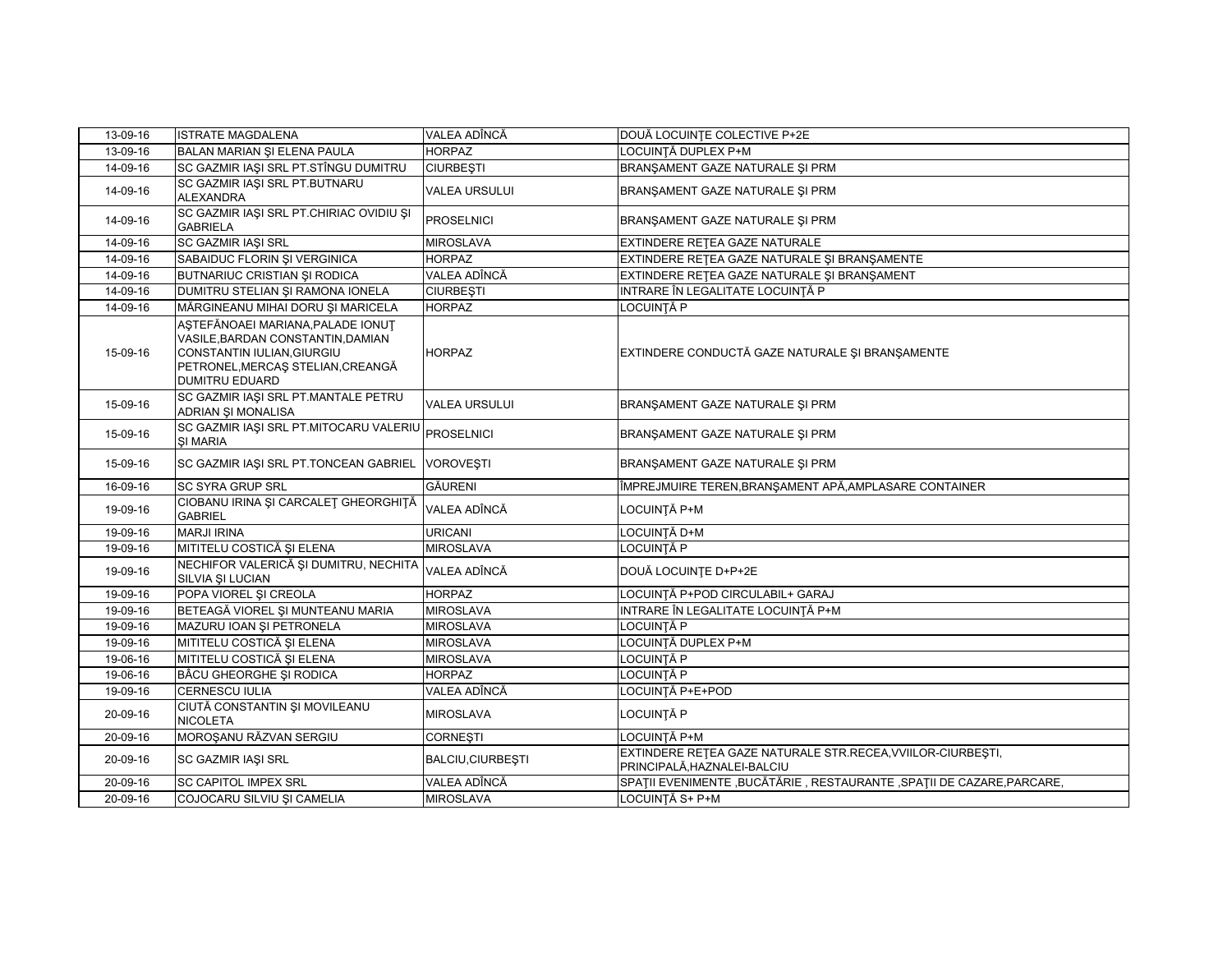| 13-09-16 | ISTRATE MAGDALENA | VALEA ADÎNCĂ | DOUĂ LOCUINŢE COLECTIVE P+2E |
|---|---|---|---|
| 13-09-16 | BALAN MARIAN ŞI ELENA PAULA | HORPAZ | LOCUINŢĂ DUPLEX P+M |
| 14-09-16 | SC GAZMIR IAŞI SRL PT.STÎNGU DUMITRU | CIURBEŞTI | BRANŞAMENT GAZE NATURALE ŞI PRM |
| 14-09-16 | SC GAZMIR IAŞI SRL PT.BUTNARU ALEXANDRA | VALEA URSULUI | BRANŞAMENT GAZE NATURALE ŞI PRM |
| 14-09-16 | SC GAZMIR IAŞI SRL PT.CHIRIAC OVIDIU ŞI GABRIELA | PROSELNICI | BRANŞAMENT GAZE NATURALE ŞI PRM |
| 14-09-16 | SC GAZMIR IAŞI SRL | MIROSLAVA | EXTINDERE REŢEA GAZE NATURALE |
| 14-09-16 | SABAIDUC FLORIN ŞI VERGINICA | HORPAZ | EXTINDERE REŢEA GAZE NATURALE ŞI BRANŞAMENTE |
| 14-09-16 | BUTNARIUC CRISTIAN ŞI RODICA | VALEA ADÎNCĂ | EXTINDERE REŢEA GAZE NATURALE ŞI BRANŞAMENT |
| 14-09-16 | DUMITRU STELIAN ŞI RAMONA IONELA | CIURBEŞTI | INTRARE ÎN LEGALITATE LOCUINŢĂ P |
| 14-09-16 | MĂRGINEANU MIHAI DORU ŞI MARICELA | HORPAZ | LOCUINŢĂ P |
| 15-09-16 | AŞTEFĂNOAEI MARIANA,PALADE IONUŢ VASILE,BARDAN CONSTANTIN,DAMIAN CONSTANTIN IULIAN,GIURGIU PETRONEL,MERCAŞ STELIAN,CREANGĂ DUMITRU EDUARD | HORPAZ | EXTINDERE CONDUCTĂ GAZE NATURALE ŞI BRANŞAMENTE |
| 15-09-16 | SC GAZMIR IAŞI SRL PT.MANTALE PETRU ADRIAN ŞI MONALISA | VALEA URSULUI | BRANŞAMENT GAZE NATURALE ŞI PRM |
| 15-09-16 | SC GAZMIR IAŞI SRL PT.MITOCARU VALERIU ŞI MARIA | PROSELNICI | BRANŞAMENT GAZE NATURALE ŞI PRM |
| 15-09-16 | SC GAZMIR IAŞI SRL PT.TONCEAN GABRIEL | VOROVEŞTI | BRANŞAMENT GAZE NATURALE ŞI PRM |
| 16-09-16 | SC SYRA GRUP SRL | GĂURENI | ÎMPREJMUIRE TEREN,BRANŞAMENT APĂ,AMPLASARE CONTAINER |
| 19-09-16 | CIOBANU IRINA ŞI CARCALEŢ GHEORGHIŢĂ GABRIEL | VALEA ADÎNCĂ | LOCUINŢĂ P+M |
| 19-09-16 | MARJI IRINA | URICANI | LOCUINŢĂ D+M |
| 19-09-16 | MITITELU COSTICĂ ŞI ELENA | MIROSLAVA | LOCUINŢĂ P |
| 19-09-16 | NECHIFOR VALERICĂ ŞI DUMITRU, NECHITA SILVIA ŞI LUCIAN | VALEA ADÎNCĂ | DOUĂ LOCUINŢE D+P+2E |
| 19-09-16 | POPA VIOREL ŞI CREOLA | HORPAZ | LOCUINŢĂ P+POD CIRCULABIL+ GARAJ |
| 19-09-16 | BETEAGĂ VIOREL ŞI MUNTEANU MARIA | MIROSLAVA | INTRARE ÎN LEGALITATE LOCUINŢĂ P+M |
| 19-09-16 | MAZURU IOAN ŞI PETRONELA | MIROSLAVA | LOCUINŢĂ P |
| 19-09-16 | MITITELU COSTICĂ ŞI ELENA | MIROSLAVA | LOCUINŢĂ DUPLEX P+M |
| 19-06-16 | MITITELU COSTICĂ ŞI ELENA | MIROSLAVA | LOCUINŢĂ P |
| 19-06-16 | BÂCU GHEORGHE ŞI RODICA | HORPAZ | LOCUINŢĂ P |
| 19-09-16 | CERNESCU IULIA | VALEA ADÎNCĂ | LOCUINŢĂ P+E+POD |
| 20-09-16 | CIUTĂ CONSTANTIN ŞI MOVILEANU NICOLETA | MIROSLAVA | LOCUINŢĂ P |
| 20-09-16 | MOROŞANU RĂZVAN SERGIU | CORNEŞTI | LOCUINŢĂ P+M |
| 20-09-16 | SC GAZMIR IAŞI SRL | BALCIU,CIURBEŞTI | EXTINDERE REŢEA GAZE NATURALE STR.RECEA,VVIILOR-CIURBEŞTI, PRINCIPALĂ,HAZNALEI-BALCIU |
| 20-09-16 | SC CAPITOL IMPEX SRL | VALEA ADÎNCĂ | SPAŢII EVENIMENTE ,BUCĂTĂRIE , RESTAURANTE ,SPAŢII DE CAZARE,PARCARE, |
| 20-09-16 | COJOCARU SILVIU ŞI CAMELIA | MIROSLAVA | LOCUINŢĂ S+ P+M |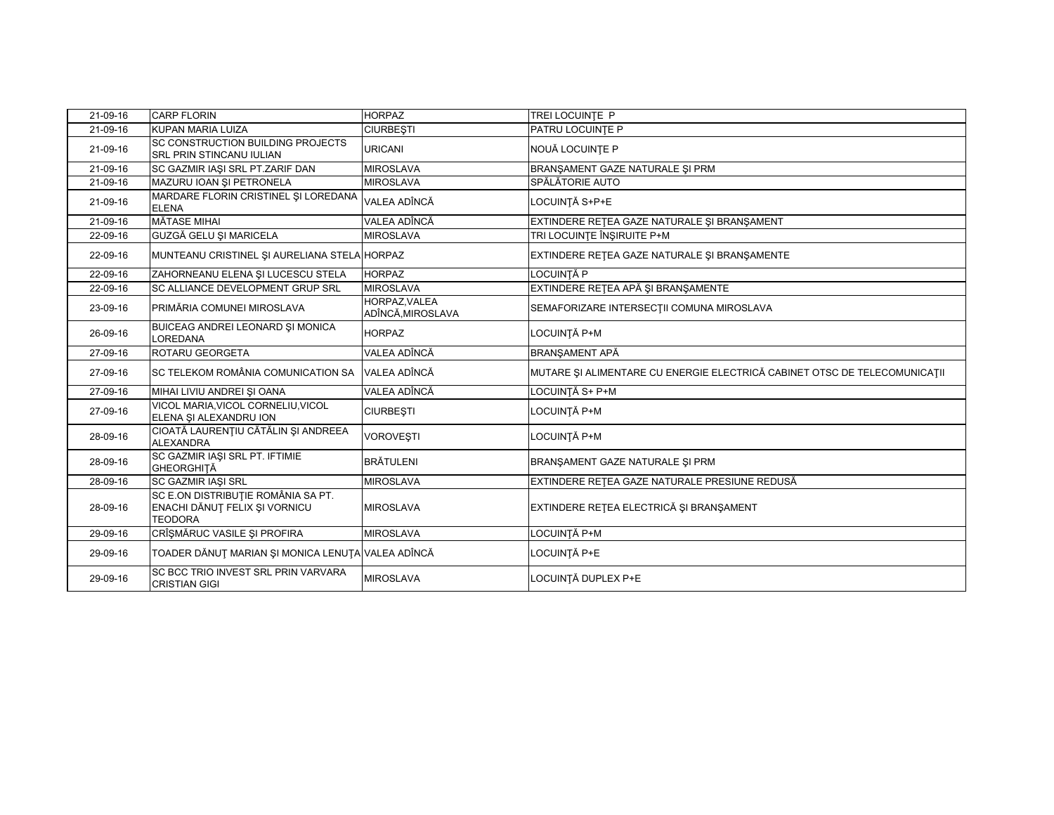| | | | |
|---|---|---|---|
| 21-09-16 | CARP FLORIN | HORPAZ | TREI LOCUINŢE P |
| 21-09-16 | KUPAN MARIA LUIZA | CIURBEŞTI | PATRU LOCUINŢE P |
| 21-09-16 | SC CONSTRUCTION BUILDING PROJECTS SRL PRIN STINCANU IULIAN | URICANI | NOUĂ LOCUINŢE P |
| 21-09-16 | SC GAZMIR IAŞI SRL PT.ZARIF DAN | MIROSLAVA | BRANŞAMENT GAZE NATURALE ŞI PRM |
| 21-09-16 | MAZURU IOAN ŞI PETRONELA | MIROSLAVA | SPĂLĂTORIE AUTO |
| 21-09-16 | MARDARE FLORIN CRISTINEL ŞI LOREDANA ELENA | VALEA ADÎNCĂ | LOCUINŢĂ S+P+E |
| 21-09-16 | MĂTASE MIHAI | VALEA ADÎNCĂ | EXTINDERE REŢEA GAZE NATURALE ŞI BRANŞAMENT |
| 22-09-16 | GUZGĂ GELU ŞI MARICELA | MIROSLAVA | TRI LOCUINŢE ÎNŞIRUITE P+M |
| 22-09-16 | MUNTEANU CRISTINEL ŞI AURELIANA STELA | HORPAZ | EXTINDERE REŢEA GAZE NATURALE ŞI BRANŞAMENTE |
| 22-09-16 | ZAHORNEANU ELENA ŞI LUCESCU STELA | HORPAZ | LOCUINŢĂ P |
| 22-09-16 | SC ALLIANCE DEVELOPMENT GRUP SRL | MIROSLAVA | EXTINDERE REŢEA APĂ ŞI BRANŞAMENTE |
| 23-09-16 | PRIMĂRIA COMUNEI MIROSLAVA | HORPAZ,VALEA ADÎNCĂ,MIROSLAVA | SEMAFORIZARE INTERSECŢII COMUNA MIROSLAVA |
| 26-09-16 | BUICEAG ANDREI LEONARD ŞI MONICA LOREDANA | HORPAZ | LOCUINŢĂ P+M |
| 27-09-16 | ROTARU GEORGETA | VALEA ADÎNCĂ | BRANŞAMENT APĂ |
| 27-09-16 | SC TELEKOM ROMÂNIA COMUNICATION SA | VALEA ADÎNCĂ | MUTARE ŞI ALIMENTARE CU ENERGIE ELECTRICĂ CABINET OTSC DE TELECOMUNICAŢII |
| 27-09-16 | MIHAI LIVIU ANDREI ŞI OANA | VALEA ADÎNCĂ | LOCUINŢĂ S+ P+M |
| 27-09-16 | VICOL MARIA,VICOL CORNELIU,VICOL ELENA ŞI ALEXANDRU ION | CIURBEŞTI | LOCUINŢĂ P+M |
| 28-09-16 | CIOATĂ LAURENŢIU CĂTĂLIN ŞI ANDREEA ALEXANDRA | VOROVEŞTI | LOCUINŢĂ P+M |
| 28-09-16 | SC GAZMIR IAŞI SRL PT. IFTIMIE GHEORGHIŢĂ | BRĂTULENI | BRANŞAMENT GAZE NATURALE ŞI PRM |
| 28-09-16 | SC GAZMIR IAŞI SRL | MIROSLAVA | EXTINDERE REŢEA GAZE NATURALE PRESIUNE REDUSĂ |
| 28-09-16 | SC E.ON DISTRIBUŢIE ROMÂNIA SA PT. ENACHI DĂNUŢ FELIX ŞI VORNICU TEODORA | MIROSLAVA | EXTINDERE REŢEA ELECTRICĂ ŞI BRANŞAMENT |
| 29-09-16 | CRÎŞMĂRUC VASILE ŞI PROFIRA | MIROSLAVA | LOCUINŢĂ P+M |
| 29-09-16 | TOADER DĂNUŢ MARIAN ŞI MONICA LENUŢA | VALEA ADÎNCĂ | LOCUINŢĂ P+E |
| 29-09-16 | SC BCC TRIO INVEST SRL PRIN VARVARA CRISTIAN GIGI | MIROSLAVA | LOCUINŢĂ DUPLEX P+E |